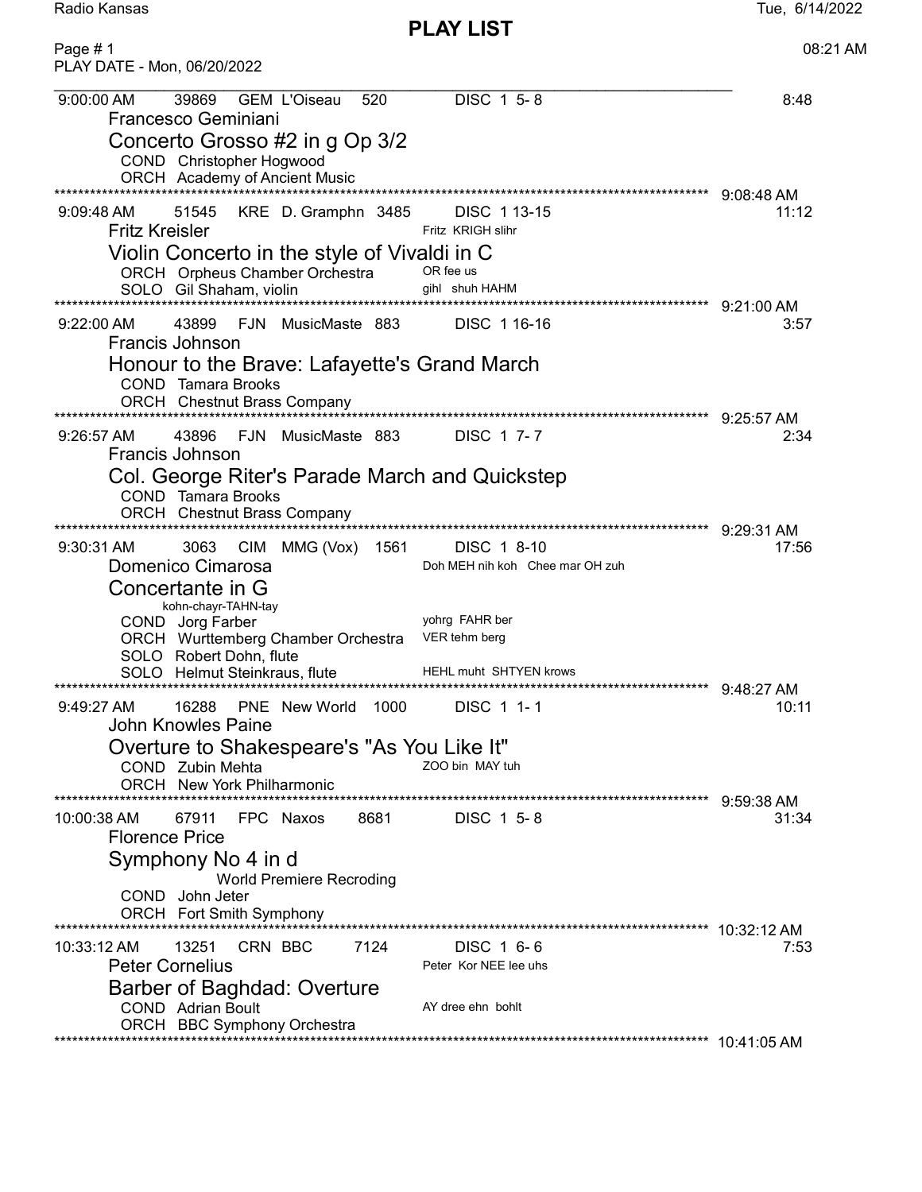# PLAY LIST

Radio Kansas — Tue, 6/14/2022 — 08:21 AM

Page # 1
PLAY DATE - Mon, 06/20/2022

---

**9:00:00 AM** | 39869 | GEM L'Oiseau 520 | DISC 1 5- 8 | 8:48

Francesco Geminiani

### Concerto Grosso #2 in g Op 3/2

COND Christopher Hogwood
ORCH Academy of Ancient Music

9:08:48 AM

---

**9:09:48 AM** | 51545 | KRE D. Gramphn 3485 | DISC 1 13-15 | 11:12

Fritz Kreisler — Fritz KRIGH slihr

### Violin Concerto in the style of Vivaldi in C

ORCH Orpheus Chamber Orchestra — OR fee us
SOLO Gil Shaham, violin — gihl shuh HAHM

9:21:00 AM

---

**9:22:00 AM** | 43899 | FJN MusicMaste 883 | DISC 1 16-16 | 3:57

Francis Johnson

### Honour to the Brave: Lafayette's Grand March

COND Tamara Brooks
ORCH Chestnut Brass Company

9:25:57 AM

---

**9:26:57 AM** | 43896 | FJN MusicMaste 883 | DISC 1 7- 7 | 2:34

Francis Johnson

### Col. George Riter's Parade March and Quickstep

COND Tamara Brooks
ORCH Chestnut Brass Company

9:29:31 AM

---

**9:30:31 AM** | 3063 | CIM MMG (Vox) 1561 | DISC 1 8-10 | 17:56

Domenico Cimarosa — Doh MEH nih koh Chee mar OH zuh

### Concertante in G

kohn-chayr-TAHN-tay

COND Jorg Farber — yohrg FAHR ber
ORCH Wurttemberg Chamber Orchestra — VER tehm berg
SOLO Robert Dohn, flute
SOLO Helmut Steinkraus, flute — HEHL muht SHTYEN krows

9:48:27 AM

---

**9:49:27 AM** | 16288 | PNE New World 1000 | DISC 1 1- 1 | 10:11

John Knowles Paine

### Overture to Shakespeare's "As You Like It"

COND Zubin Mehta — ZOO bin MAY tuh
ORCH New York Philharmonic

9:59:38 AM

---

**10:00:38 AM** | 67911 | FPC Naxos 8681 | DISC 1 5- 8 | 31:34

Florence Price

### Symphony No 4 in d

World Premiere Recroding

COND John Jeter
ORCH Fort Smith Symphony

10:32:12 AM

---

**10:33:12 AM** | 13251 | CRN BBC 7124 | DISC 1 6- 6 | 7:53

Peter Cornelius — Peter Kor NEE lee uhs

### Barber of Baghdad: Overture

COND Adrian Boult — AY dree ehn bohlt
ORCH BBC Symphony Orchestra

10:41:05 AM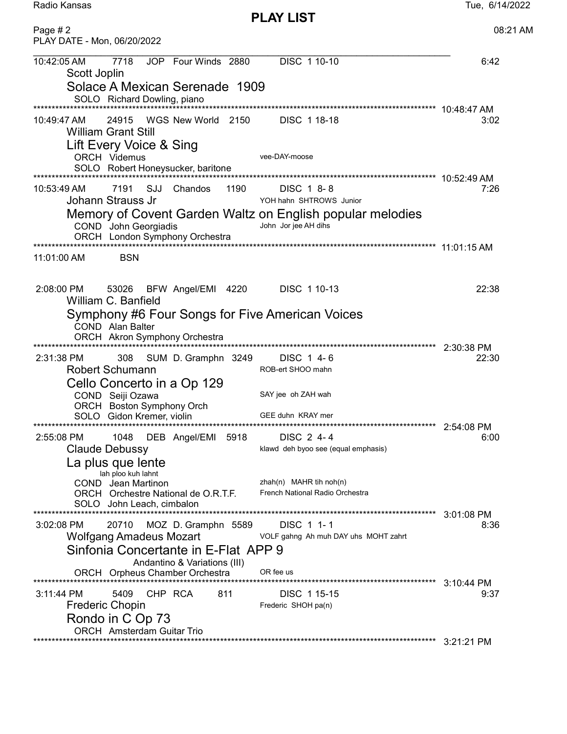**PLAY LIST**

Page # 2
PLAY DATE - Mon, 06/20/2022

---

10:42:05 AM    7718    JOP  Four Winds  2880    DISC 1 10-10    6:42
Scott Joplin
Solace A Mexican Serenade  1909
SOLO  Richard Dowling, piano
****************************************************************************** 10:48:47 AM

10:49:47 AM    24915    WGS New World  2150    DISC 1 18-18    3:02
William Grant Still
Lift Every Voice & Sing
ORCH  Videmus    vee-DAY-moose
SOLO  Robert Honeysucker, baritone
****************************************************************************** 10:52:49 AM

10:53:49 AM    7191    SJJ  Chandos    1190    DISC 1 8- 8    7:26
Johann Strauss Jr    YOH hahn SHTROWS Junior
Memory of Covent Garden Waltz on English popular melodies
COND  John Georgiadis    John Jor jee AH dihs
ORCH  London Symphony Orchestra
****************************************************************************** 11:01:15 AM

11:01:00 AM    BSN

2:08:00 PM    53026    BFW  Angel/EMI  4220    DISC 1 10-13    22:38
William C. Banfield
Symphony #6 Four Songs for Five American Voices
COND  Alan Balter
ORCH  Akron Symphony Orchestra
****************************************************************************** 2:30:38 PM

2:31:38 PM    308    SUM  D. Gramphn  3249    DISC 1 4- 6    22:30
Robert Schumann    ROB-ert SHOO mahn
Cello Concerto in a Op 129
COND  Seiji Ozawa    SAY jee oh ZAH wah
ORCH  Boston Symphony Orch
SOLO  Gidon Kremer, violin    GEE duhn KRAY mer
****************************************************************************** 2:54:08 PM

2:55:08 PM    1048    DEB  Angel/EMI  5918    DISC 2 4- 4    6:00
Claude Debussy    klawd deh byoo see (equal emphasis)
La plus que lente
lah ploo kuh lahnt
COND  Jean Martinon    zhah(n) MAHR tih noh(n)
ORCH  Orchestre National de O.R.T.F.    French National Radio Orchestra
SOLO  John Leach, cimbalon
****************************************************************************** 3:01:08 PM

3:02:08 PM    20710    MOZ  D. Gramphn  5589    DISC 1 1- 1    8:36
Wolfgang Amadeus Mozart    VOLF gahng Ah muh DAY uhs MOHT zahrt
Sinfonia Concertante in E-Flat APP 9
Andantino & Variations (III)
ORCH  Orpheus Chamber Orchestra    OR fee us
****************************************************************************** 3:10:44 PM

3:11:44 PM    5409    CHP  RCA    811    DISC 1 15-15    9:37
Frederic Chopin    Frederic SHOH pa(n)
Rondo in C Op 73
ORCH  Amsterdam Guitar Trio
****************************************************************************** 3:21:21 PM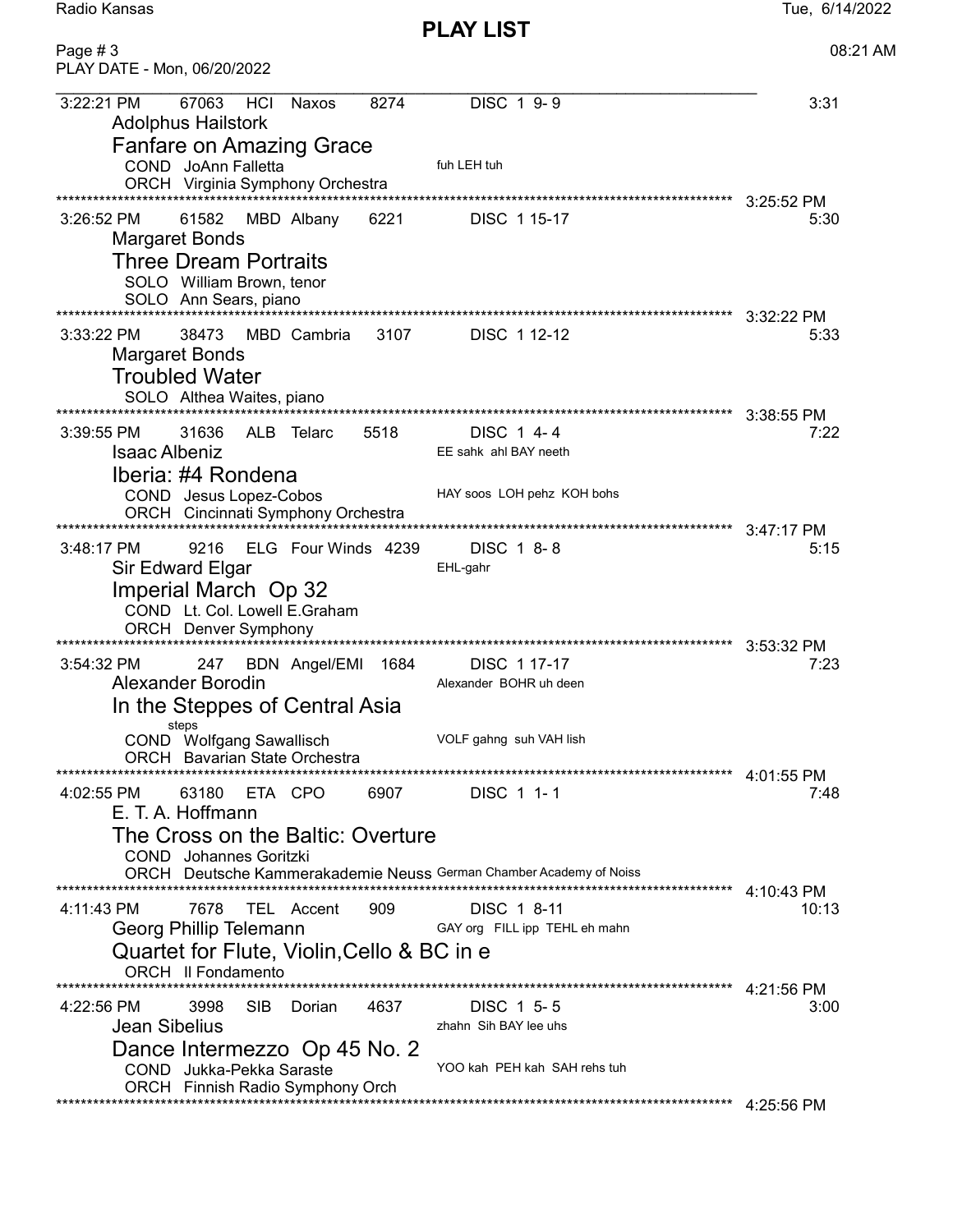# PLAY LIST

PLAY DATE - Mon, 06/20/2022

---

3:22:21 PM   67063   HCI   Naxos   8274   DISC 1 9- 9   3:31

Adolphus Hailstork

**Fanfare on Amazing Grace**

COND JoAnn Falletta   fuh LEH tuh

ORCH Virginia Symphony Orchestra

3:25:52 PM

---

3:26:52 PM   61582   MBD   Albany   6221   DISC 1 15-17   5:30

Margaret Bonds

**Three Dream Portraits**

SOLO William Brown, tenor

SOLO Ann Sears, piano

3:32:22 PM

---

3:33:22 PM   38473   MBD   Cambria   3107   DISC 1 12-12   5:33

Margaret Bonds

**Troubled Water**

SOLO Althea Waites, piano

3:38:55 PM

---

3:39:55 PM   31636   ALB   Telarc   5518   DISC 1 4- 4   7:22

Isaac Albeniz   EE sahk ahl BAY neeth

**Iberia: #4 Rondena**

COND Jesus Lopez-Cobos   HAY soos LOH pehz KOH bohs

ORCH Cincinnati Symphony Orchestra

3:47:17 PM

---

3:48:17 PM   9216   ELG   Four Winds   4239   DISC 1 8- 8   5:15

Sir Edward Elgar   EHL-gahr

**Imperial March Op 32**

COND Lt. Col. Lowell E.Graham

ORCH Denver Symphony

3:53:32 PM

---

3:54:32 PM   247   BDN   Angel/EMI   1684   DISC 1 17-17   7:23

Alexander Borodin   Alexander BOHR uh deen

**In the Steppes of Central Asia**

steps

COND Wolfgang Sawallisch   VOLF gahng suh VAH lish

ORCH Bavarian State Orchestra

4:01:55 PM

---

4:02:55 PM   63180   ETA   CPO   6907   DISC 1 1- 1   7:48

E. T. A. Hoffmann

**The Cross on the Baltic: Overture**

COND Johannes Goritzki

ORCH Deutsche Kammerakademie Neuss   German Chamber Academy of Noiss

4:10:43 PM

---

4:11:43 PM   7678   TEL   Accent   909   DISC 1 8-11   10:13

Georg Phillip Telemann   GAY org FILL ipp TEHL eh mahn

**Quartet for Flute, Violin,Cello & BC in e**

ORCH Il Fondamento

4:21:56 PM

---

4:22:56 PM   3998   SIB   Dorian   4637   DISC 1 5- 5   3:00

Jean Sibelius   zhahn Sih BAY lee uhs

**Dance Intermezzo Op 45 No. 2**

COND Jukka-Pekka Saraste   YOO kah PEH kah SAH rehs tuh

ORCH Finnish Radio Symphony Orch

4:25:56 PM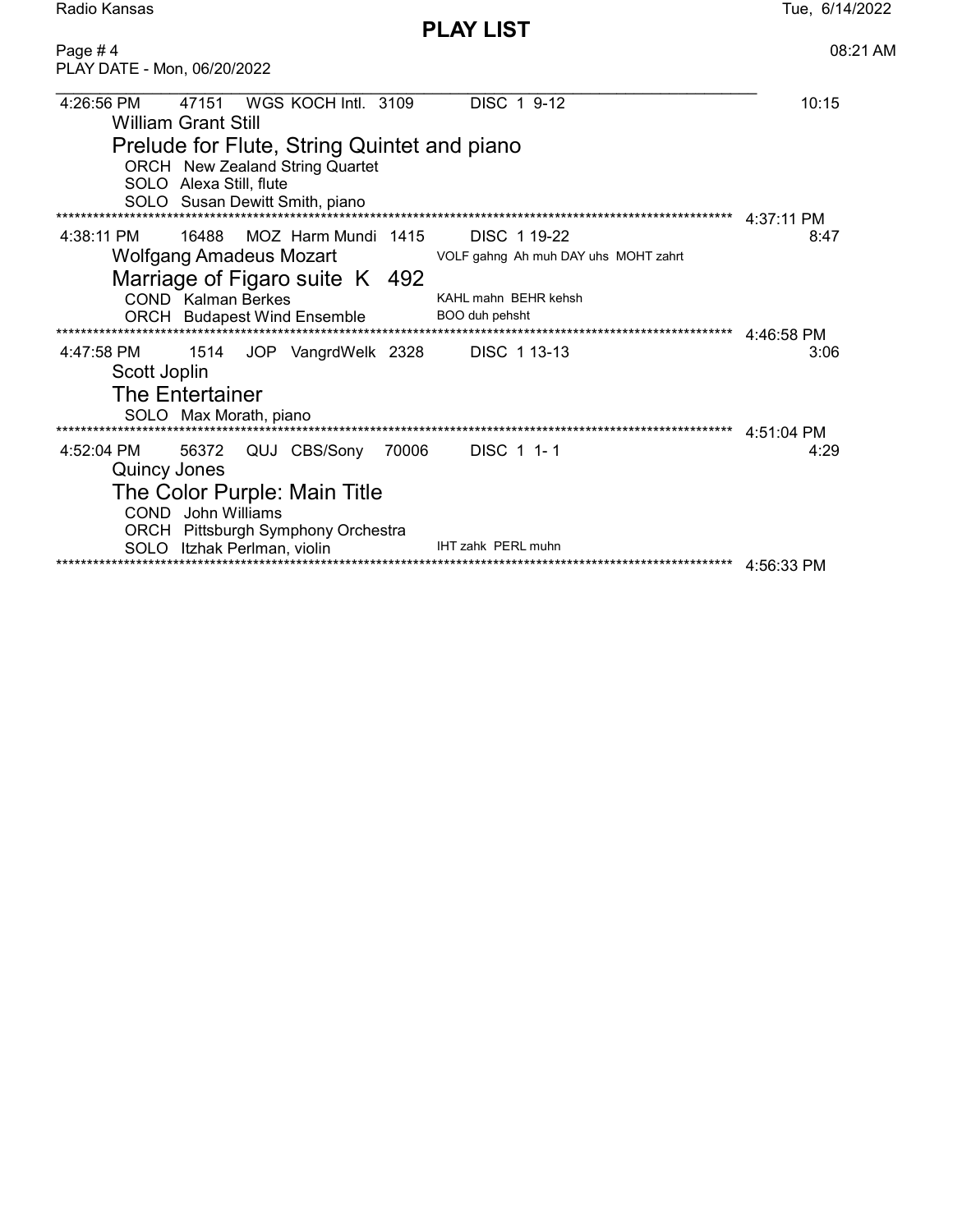# PLAY LIST

PLAY DATE - Mon, 06/20/2022

---

4:26:56 PM 47151 WGS KOCH Intl. 3109 DISC 1 9-12 10:15

William Grant Still

## Prelude for Flute, String Quintet and piano

ORCH New Zealand String Quartet
SOLO Alexa Still, flute
SOLO Susan Dewitt Smith, piano

**************************************************************************************************** 4:37:11 PM

4:38:11 PM 16488 MOZ Harm Mundi 1415 DISC 1 19-22 8:47

Wolfgang Amadeus Mozart VOLF gahng Ah muh DAY uhs MOHT zahrt

## Marriage of Figaro suite K 492

COND Kalman Berkes KAHL mahn BEHR kehsh
ORCH Budapest Wind Ensemble BOO duh pehsht

**************************************************************************************************** 4:46:58 PM

4:47:58 PM 1514 JOP VangrdWelk 2328 DISC 1 13-13 3:06

Scott Joplin

## The Entertainer

SOLO Max Morath, piano

**************************************************************************************************** 4:51:04 PM

4:52:04 PM 56372 QUJ CBS/Sony 70006 DISC 1 1- 1 4:29

Quincy Jones

## The Color Purple: Main Title

COND John Williams
ORCH Pittsburgh Symphony Orchestra
SOLO Itzhak Perlman, violin IHT zahk PERL muhn

**************************************************************************************************** 4:56:33 PM